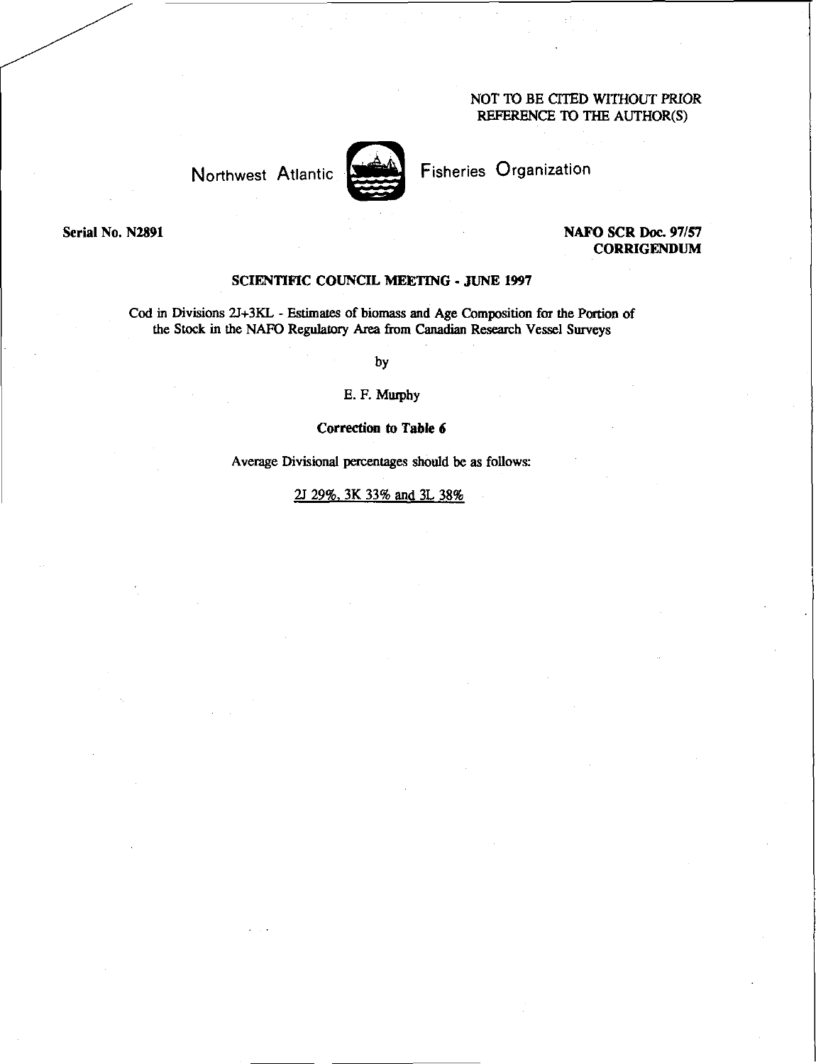NOT TO BE CITED WITHOUT PRIOR REFERENCE TO THE AUTHOR(S)

Northwest Atlantic Fisheries Organization

**Serial No. N2891** **NAFO SCR Doc. 97/57**
**CORRIGENDUM**

**SCIENTIFIC COUNCIL MEETING - JUNE 1997**

Cod in Divisions 2J+3KL - Estimates of biomass and Age Composition for the Portion of the Stock in the NAFO Regulatory Area from Canadian Research Vessel Surveys

by

E. F. Murphy

**Correction to Table 6**

Average Divisional percentages should be as follows:

2J 29%, 3K 33% and 3L 38%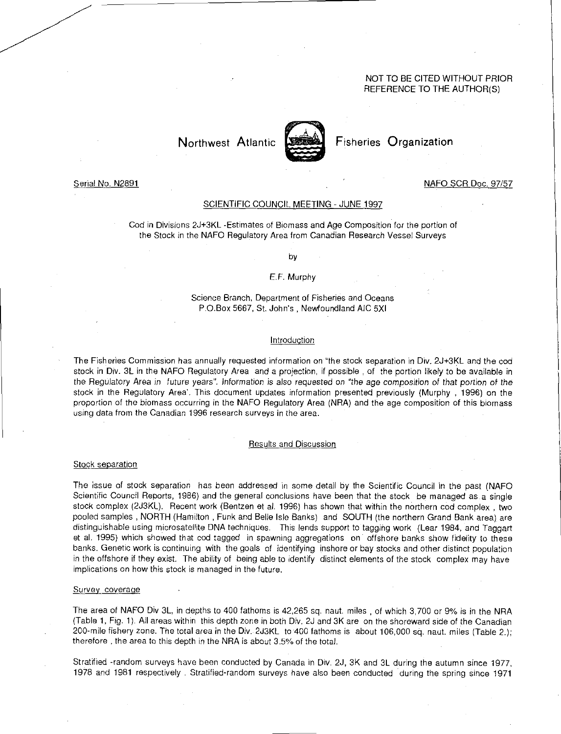NOT TO BE CITED WITHOUT PRIOR REFERENCE TO THE AUTHOR(S)

Northwest Atlantic Fisheries Organization

Serial No. N2891 NAFO SCR Doc. 97/57

SCIENTIFIC COUNCIL MEETING - JUNE 1997

# Cod in Divisions 2J+3KL -Estimates of Biomass and Age Composition for the portion of the Stock in the NAFO Regulatory Area from Canadian Research Vessel Surveys

by

E.F. Murphy

Science Branch, Department of Fisheries and Oceans
P.O.Box 5667, St. John's , Newfoundland AIC 5XI

## Introduction

The Fisheries Commission has annually requested information on "the stock separation in Div. 2J+3KL and the cod stock in Div. 3L in the NAFO Regulatory Area and a projection, if possible , of the portion likely to be available in the Regulatory Area in future years". Information is also requested on "the age composition of that portion of the stock in the Regulatory Area'. This document updates information presented previously (Murphy , 1996) on the proportion of the biomass occurring in the NAFO Regulatory Area (NRA) and the age composition of this biomass using data from the Canadian 1996 research surveys in the area.

## Results and Discussion

### Stock separation

The issue of stock separation has been addressed in some detail by the Scientific Council in the past (NAFO Scientific Council Reports, 1986) and the general conclusions have been that the stock be managed as a single stock complex (2J3KL). Recent work (Bentzen et al. 1996) has shown that within the northern cod complex , two pooled samples , NORTH (Hamilton , Funk and Belle Isle Banks) and SOUTH (the northern Grand Bank area) are distinguishable using microsatellite DNA techniques. This lends support to tagging work (Lear 1984, and Taggart et al. 1995) which showed that cod tagged in spawning aggregations on offshore banks show fidelity to these banks. Genetic work is continuing with the goals of identifying inshore or bay stocks and other distinct population in the offshore if they exist. The ability of being able to identify distinct elements of the stock complex may have implications on how this stock is managed in the future.

### Survey coverage

The area of NAFO Div 3L, in depths to 400 fathoms is 42,265 sq. naut. miles , of which 3,700 or 9% is in the NRA (Table 1, Fig. 1). All areas within this depth zone in both Div. 2J and 3K are on the shoreward side of the Canadian 200-mile fishery zone. The total area in the Div. 2J3KL to 400 fathoms is about 106,000 sq. naut. miles (Table 2.); therefore , the area to this depth in the NRA is about 3.5% of the total.

Stratified -random surveys have been conducted by Canada in Div. 2J, 3K and 3L during the autumn since 1977, 1978 and 1981 respectively . Stratified-random surveys have also been conducted during the spring since 1971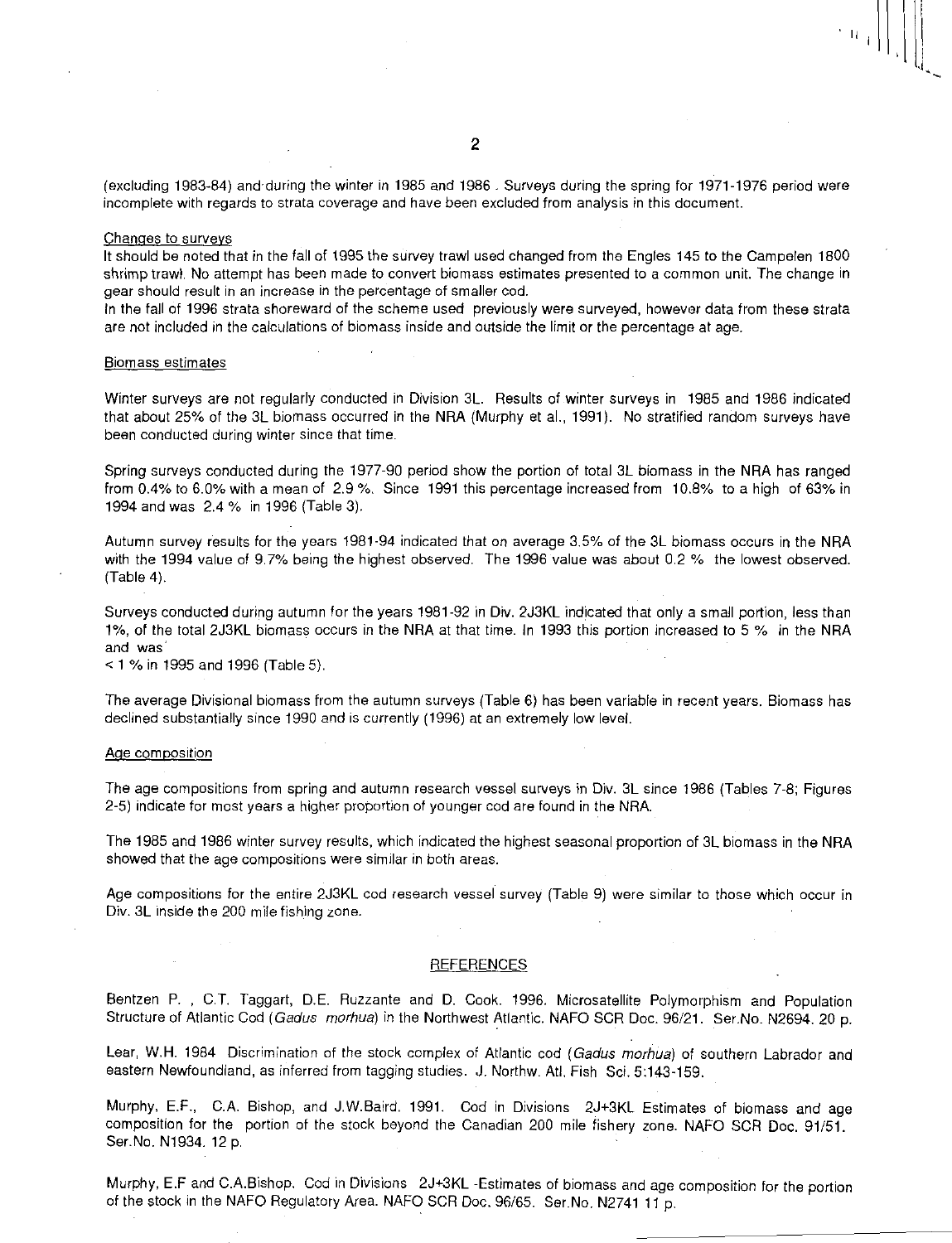(excluding 1983-84) and during the winter in 1985 and 1986 . Surveys during the spring for 1971-1976 period were incomplete with regards to strata coverage and have been excluded from analysis in this document.

Changes to surveys
It should be noted that in the fall of 1995 the survey trawl used changed from the Engles 145 to the Campelen 1800 shrimp trawl. No attempt has been made to convert biomass estimates presented to a common unit. The change in gear should result in an increase in the percentage of smaller cod.
In the fall of 1996 strata shoreward of the scheme used previously were surveyed, however data from these strata are not included in the calculations of biomass inside and outside the limit or the percentage at age.

Biomass estimates

Winter surveys are not regularly conducted in Division 3L. Results of winter surveys in 1985 and 1986 indicated that about 25% of the 3L biomass occurred in the NRA (Murphy et al., 1991). No stratified random surveys have been conducted during winter since that time.

Spring surveys conducted during the 1977-90 period show the portion of total 3L biomass in the NRA has ranged from 0.4% to 6.0% with a mean of 2.9 %. Since 1991 this percentage increased from 10.8% to a high of 63% in 1994 and was 2.4 % in 1996 (Table 3).

Autumn survey results for the years 1981-94 indicated that on average 3.5% of the 3L biomass occurs in the NRA with the 1994 value of 9.7% being the highest observed. The 1996 value was about 0.2 % the lowest observed. (Table 4).

Surveys conducted during autumn for the years 1981-92 in Div. 2J3KL indicated that only a small portion, less than 1%, of the total 2J3KL biomass occurs in the NRA at that time. In 1993 this portion increased to 5 % in the NRA and was
< 1 % in 1995 and 1996 (Table 5).

The average Divisional biomass from the autumn surveys (Table 6) has been variable in recent years. Biomass has declined substantially since 1990 and is currently (1996) at an extremely low level.

Age composition

The age compositions from spring and autumn research vessel surveys in Div. 3L since 1986 (Tables 7-8; Figures 2-5) indicate for most years a higher proportion of younger cod are found in the NRA.

The 1985 and 1986 winter survey results, which indicated the highest seasonal proportion of 3L biomass in the NRA showed that the age compositions were similar in both areas.

Age compositions for the entire 2J3KL cod research vessel survey (Table 9) were similar to those which occur in Div. 3L inside the 200 mile fishing zone.

## REFERENCES

Bentzen P. , C.T. Taggart, D.E. Ruzzante and D. Cook. 1996. Microsatellite Polymorphism and Population Structure of Atlantic Cod (*Gadus morhua*) in the Northwest Atlantic. NAFO SCR Doc. 96/21. Ser.No. N2694. 20 p.

Lear, W.H. 1984 Discrimination of the stock complex of Atlantic cod (*Gadus morhua*) of southern Labrador and eastern Newfoundland, as inferred from tagging studies. J. Northw. Atl. Fish Sci. 5:143-159.

Murphy, E.F., C.A. Bishop, and J.W.Baird. 1991. Cod in Divisions 2J+3KL Estimates of biomass and age composition for the portion of the stock beyond the Canadian 200 mile fishery zone. NAFO SCR Doc. 91/51. Ser.No. N1934. 12 p.

Murphy, E.F and C.A.Bishop. Cod in Divisions 2J+3KL -Estimates of biomass and age composition for the portion of the stock in the NAFO Regulatory Area. NAFO SCR Doc. 96/65. Ser.No. N2741 11 p.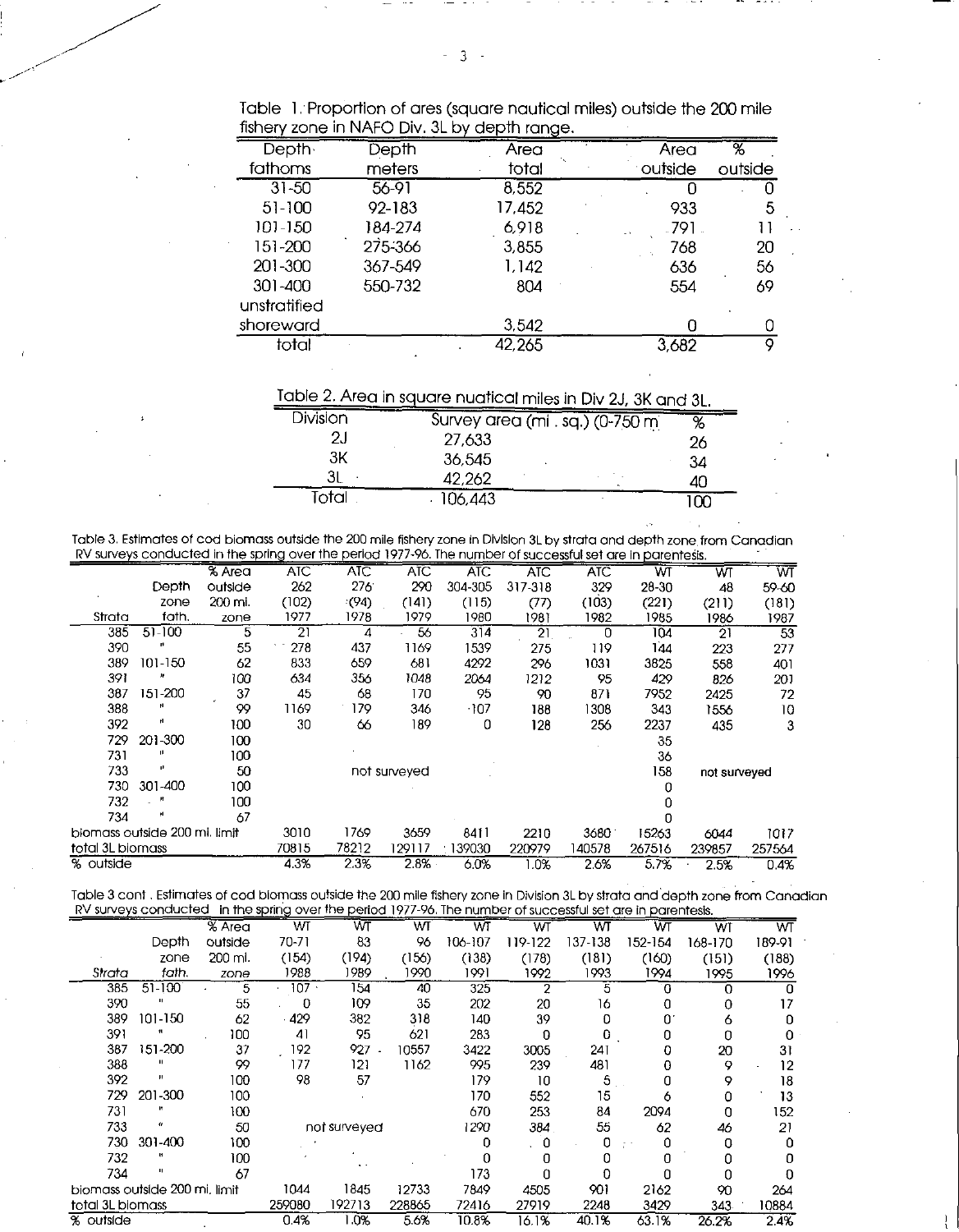Table 1. Proportion of ares (square nautical miles) outside the 200 mile fishery zone in NAFO Div. 3L by depth range.

| Depth fathoms | Depth meters | Area total | Area outside | % outside |
|---|---|---|---|---|
| 31-50 | 56-91 | 8,552 | 0 | 0 |
| 51-100 | 92-183 | 17,452 | 933 | 5 |
| 101-150 | 184-274 | 6,918 | 791 | 11 |
| 151-200 | 275-366 | 3,855 | 768 | 20 |
| 201-300 | 367-549 | 1,142 | 636 | 56 |
| 301-400 | 550-732 | 804 | 554 | 69 |
| unstratified shoreward | | 3,542 | 0 | 0 |
| total | | 42,265 | 3,682 | 9 |

Table 2. Area in square nuatical miles in Div 2J, 3K and 3L.

| Division | Survey area (mi . sq.) (0-750 m | % |
|---|---|---|
| 2J | 27,633 | 26 |
| 3K | 36,545 | 34 |
| 3L | 42,262 | 40 |
| Total | 106,443 | 100 |

Table 3. Estimates of cod biomass outside the 200 mile fishery zone in Division 3L by strata and depth zone from Canadian RV surveys conducted in the spring over the period 1977-96. The number of successful set are in parentesis.

| Strata | Depth zone fath. | % Area outside 200 mi. zone | ATC 262 (102) 1977 | ATC 276 (94) 1978 | ATC 290 (141) 1979 | ATC 304-305 (115) 1980 | ATC 317-318 (77) 1981 | ATC 329 (103) 1982 | WT 28-30 (221) 1985 | WT 48 (211) 1986 | WT 59-60 (181) 1987 |
|---|---|---|---|---|---|---|---|---|---|---|---|
| 385 | 51-100 | 5 | 21 | 4 | 56 | 314 | 21 | 0 | 104 | 21 | 53 |
| 390 | " | 55 | 278 | 437 | 1169 | 1539 | 275 | 119 | 144 | 223 | 277 |
| 389 | 101-150 | 62 | 833 | 659 | 681 | 4292 | 296 | 1031 | 3825 | 558 | 401 |
| 391 | " | 100 | 634 | 356 | 1048 | 2064 | 1212 | 95 | 429 | 826 | 201 |
| 387 | 151-200 | 37 | 45 | 68 | 170 | 95 | 90 | 871 | 7952 | 2425 | 72 |
| 388 | " | 99 | 1169 | 179 | 346 | 107 | 188 | 1308 | 343 | 1556 | 10 |
| 392 | " | 100 | 30 | 66 | 189 | 0 | 128 | 256 | 2237 | 435 | 3 |
| 729 | 201-300 | 100 | | | | | | | 35 | | |
| 731 | " | 100 | | | | | | | 36 | | |
| 733 | " | 50 | | | not surveyed | | | | 158 | not surveyed | |
| 730 | 301-400 | 100 | | | | | | | 0 | | |
| 732 | " | 100 | | | | | | | 0 | | |
| 734 | " | 67 | | | | | | | 0 | | |
| biomass outside 200 mi. limit | | | 3010 | 1769 | 3659 | 8411 | 2210 | 3680 | 15263 | 6044 | 1017 |
| total 3L biomass | | | 70815 | 78212 | 129117 | 139030 | 220979 | 140578 | 267516 | 239857 | 257564 |
| % outside | | | 4.3% | 2.3% | 2.8% | 6.0% | 1.0% | 2.6% | 5.7% | 2.5% | 0.4% |

Table 3 cont . Estimates of cod biomass outside the 200 mile fishery zone in Division 3L by strata and depth zone from Canadian RV surveys conducted in the spring over the period 1977-96. The number of successful set are in parentesis.

| Strata | Depth zone fath. | % Area outside 200 mi. zone | WT 70-71 (154) 1988 | WT 83 (194) 1989 | WT 96 (156) 1990 | WT 106-107 (138) 1991 | WT 119-122 (178) 1992 | WT 137-138 (181) 1993 | WT 152-154 (160) 1994 | WT 168-170 (151) 1995 | WT 189-91 (188) 1996 |
|---|---|---|---|---|---|---|---|---|---|---|---|
| 385 | 51-100 | 5 | 107 | 154 | 40 | 325 | 2 | 5 | 0 | 0 | 0 |
| 390 | " | 55 | 0 | 109 | 35 | 202 | 20 | 16 | 0 | 0 | 17 |
| 389 | 101-150 | 62 | 429 | 382 | 318 | 140 | 39 | 0 | 0 | 6 | 0 |
| 391 | " | 100 | 41 | 95 | 621 | 283 | 0 | 0 | 0 | 0 | 0 |
| 387 | 151-200 | 37 | 192 | 927 | 10557 | 3422 | 3005 | 241 | 0 | 20 | 31 |
| 388 | " | 99 | 177 | 121 | 1162 | 995 | 239 | 481 | 0 | 9 | 12 |
| 392 | " | 100 | 98 | 57 | | 179 | 10 | 5 | 0 | 9 | 18 |
| 729 | 201-300 | 100 | | | | 170 | 552 | 15 | 6 | 0 | 13 |
| 731 | " | 100 | | | | 670 | 253 | 84 | 2094 | 0 | 152 |
| 733 | " | 50 | | not surveyed | | 1290 | 384 | 55 | 62 | 46 | 21 |
| 730 | 301-400 | 100 | | | | 0 | 0 | 0 | 0 | 0 | 0 |
| 732 | " | 100 | | | | 0 | 0 | 0 | 0 | 0 | 0 |
| 734 | " | 67 | | | | 173 | 0 | 0 | 0 | 0 | 0 |
| biomass outside 200 mi. limit | | | 1044 | 1845 | 12733 | 7849 | 4505 | 901 | 2162 | 90 | 264 |
| total 3L biomass | | | 259080 | 192713 | 228865 | 72416 | 27919 | 2248 | 3429 | 343 | 10884 |
| % outside | | | 0.4% | 1.0% | 5.6% | 10.8% | 16.1% | 40.1% | 63.1% | 26.2% | 2.4% |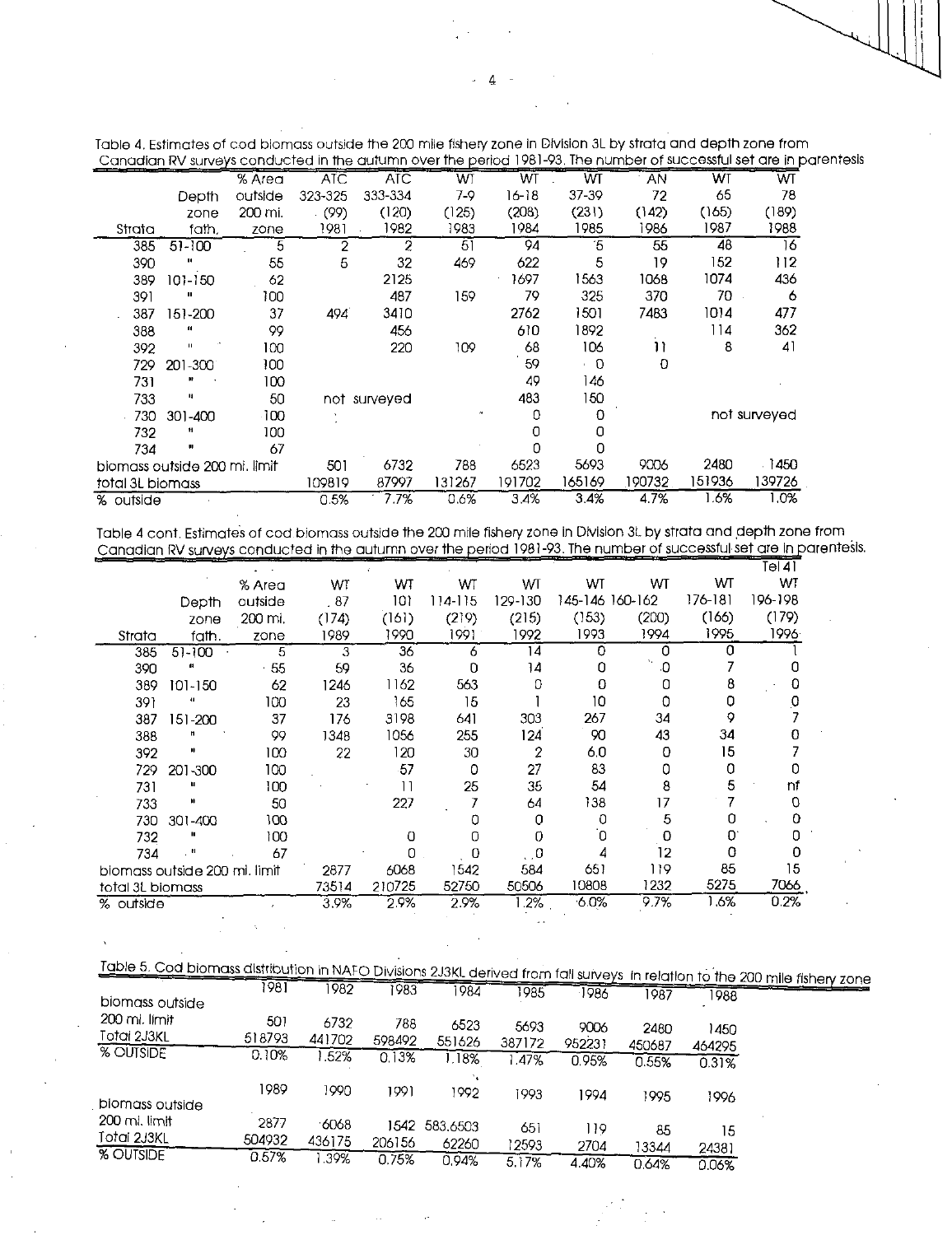Table 4. Estimates of cod biomass outside the 200 mile fishery zone in Division 3L by strata and depth zone from Canadian RV surveys conducted in the autumn over the period 1981-93. The number of successful set are in parentesis

| Strata | Depth zone fath. | % Area outside 200 mi. zone | ATC 323-325 (99) 1981 | ATC 333-334 (120) 1982 | WT 7-9 (125) 1983 | WT 16-18 (208) 1984 | WT 37-39 (231) 1985 | AN 72 (142) 1986 | WT 65 (165) 1987 | WT 78 (189) 1988 |
|---|---|---|---|---|---|---|---|---|---|---|
| 385 | 51-100 | 5 | 2 | 2 | 61 | 94 | 5 | 55 | 48 | 16 |
| 390 | " | 55 | 5 | 32 | 469 | 622 | 5 | 19 | 152 | 112 |
| 389 | 101-150 | 62 | | 2125 | | 1697 | 1563 | 1068 | 1074 | 436 |
| 391 | " | 100 | | 487 | 159 | 79 | 325 | 370 | 70 | 6 |
| 387 | 151-200 | 37 | 494 | 3410 | | 2762 | 1501 | 7483 | 1014 | 477 |
| 388 | " | 99 | | 456 | | 610 | 1892 | | 114 | 362 |
| 392 | " | 100 | | 220 | 109 | 68 | 106 | 11 | 8 | 41 |
| 729 | 201-300 | 100 | | | | 59 | 0 | 0 | | |
| 731 | " | 100 | | | | 49 | 146 | | | |
| 733 | " | 50 | not surveyed | | | 483 | 150 | | | |
| 730 | 301-400 | 100 | | | | 0 | 0 | | not surveyed | |
| 732 | " | 100 | | | | 0 | 0 | | | |
| 734 | " | 67 | | | | 0 | 0 | | | |
| biomass outside 200 mi. limit | | | 501 | 6732 | 788 | 6523 | 5693 | 9006 | 2480 | 1450 |
| total 3L biomass | | | 109819 | 87997 | 131267 | 191702 | 165169 | 190732 | 151936 | 139726 |
| % outside | | | 0.5% | 7.7% | 0.6% | 3.4% | 3.4% | 4.7% | 1.6% | 1.0% |

Table 4 cont. Estimates of cod biomass outside the 200 mile fishery zone in Division 3L by strata and depth zone from Canadian RV surveys conducted in the autumn over the period 1981-93. The number of successful set are in parentesis.

| Strata | Depth zone fath. | % Area outside 200 mi. zone | WT 87 (174) 1989 | WT 101 (161) 1990 | WT 114-115 (219) 1991 | WT 129-130 (215) 1992 | WT 145-146 (153) 1993 | WT 160-162 (200) 1994 | WT 176-181 (166) 1995 | Tel 41 WT 196-198 (179) 1996 |
|---|---|---|---|---|---|---|---|---|---|---|
| 385 | 51-100 | 5 | 3 | 36 | 6 | 14 | 0 | 0 | 0 | 1 |
| 390 | " | 55 | 59 | 36 | 0 | 14 | 0 | 0 | 7 | 0 |
| 389 | 101-150 | 62 | 1246 | 1162 | 563 | 0 | 0 | 0 | 8 | 0 |
| 391 | " | 100 | 23 | 165 | 15 | 1 | 10 | 0 | 0 | 0 |
| 387 | 151-200 | 37 | 176 | 3198 | 641 | 303 | 267 | 34 | 9 | 7 |
| 388 | " | 99 | 1348 | 1056 | 255 | 124 | 90 | 43 | 34 | 0 |
| 392 | " | 100 | 22 | 120 | 30 | 2 | 6.0 | 0 | 15 | 7 |
| 729 | 201-300 | 100 | | 57 | 0 | 27 | 83 | 0 | 0 | 0 |
| 731 | " | 100 | | 11 | 25 | 35 | 54 | 8 | 5 | nf |
| 733 | " | 50 | | 227 | 7 | 64 | 138 | 17 | 7 | 0 |
| 730 | 301-400 | 100 | | | 0 | 0 | 0 | 5 | 0 | 0 |
| 732 | " | 100 | | 0 | 0 | 0 | 0 | 0 | 0 | 0 |
| 734 | " | 67 | | 0 | 0 | 0 | 4 | 12 | 0 | 0 |
| biomass outside 200 mi. limit | | | 2877 | 6068 | 1542 | 584 | 651 | 119 | 85 | 15 |
| total 3L biomass | | | 73514 | 210725 | 52750 | 50506 | 10808 | 1232 | 5275 | 7066 |
| % outside | | | 3.9% | 2.9% | 2.9% | 1.2% | 6.0% | 9.7% | 1.6% | 0.2% |

Table 5. Cod biomass distribution in NAFO Divisions 2J3KL derived from fall surveys in relation to the 200 mile fishery zone

| | 1981 | 1982 | 1983 | 1984 | 1985 | 1986 | 1987 | 1988 |
|---|---|---|---|---|---|---|---|---|
| biomass outside 200 mi. limit | 501 | 6732 | 788 | 6523 | 5693 | 9006 | 2480 | 1450 |
| Total 2J3KL | 518793 | 441702 | 598492 | 551626 | 387172 | 952231 | 450687 | 464295 |
| % OUTSIDE | 0.10% | 1.52% | 0.13% | 1.18% | 1.47% | 0.95% | 0.55% | 0.31% |

| | 1989 | 1990 | 1991 | 1992 | 1993 | 1994 | 1995 | 1996 |
|---|---|---|---|---|---|---|---|---|
| biomass outside 200 mi. limit | 2877 | 6068 | 1542 | 583.6503 | 651 | 119 | 85 | 15 |
| Total 2J3KL | 504932 | 436175 | 206156 | 62260 | 12593 | 2704 | 13344 | 24381 |
| % OUTSIDE | 0.57% | 1.39% | 0.75% | 0.94% | 5.17% | 4.40% | 0.64% | 0.06% |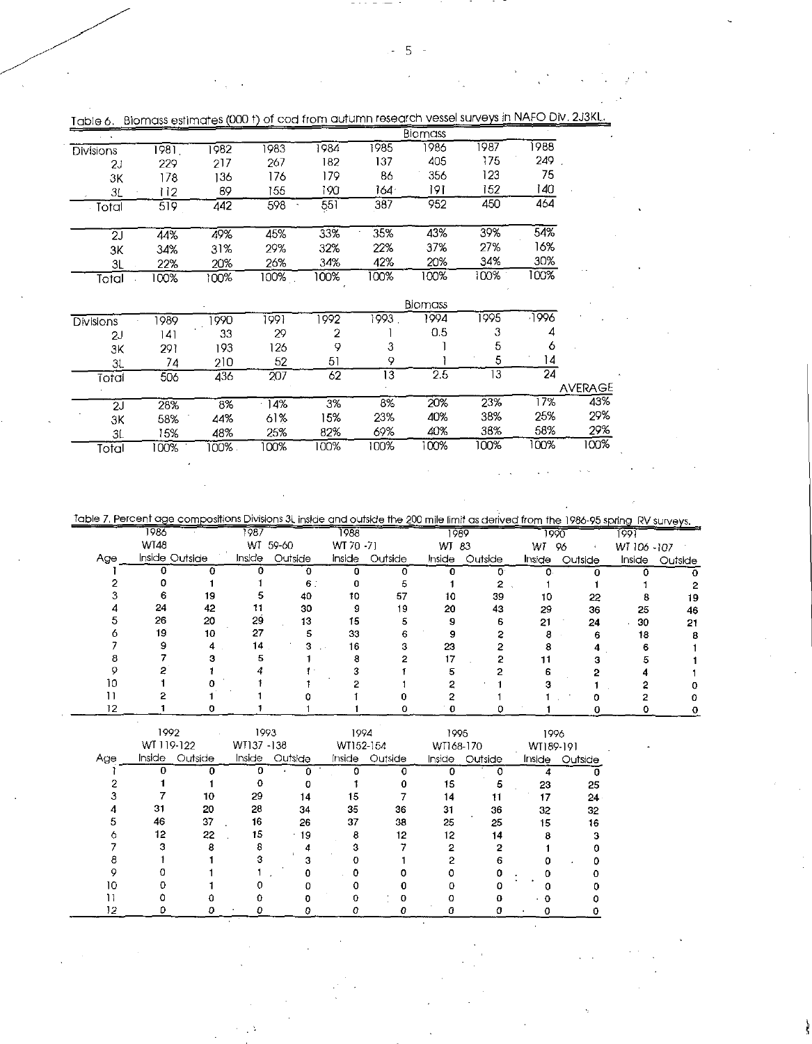Table 6. Biomass estimates (000 t) of cod from autumn research vessel surveys in NAFO Div. 2J3KL.

| | Biomass | | | | | | | |
|---|---|---|---|---|---|---|---|---|
| Divisions | 1981 | 1982 | 1983 | 1984 | 1985 | 1986 | 1987 | 1988 |
| 2J | 229 | 217 | 267 | 182 | 137 | 405 | 175 | 249 |
| 3K | 178 | 136 | 176 | 179 | 86 | 356 | 123 | 75 |
| 3L | 112 | 89 | 155 | 190 | 164 | 191 | 152 | 140 |
| Total | 519 | 442 | 598 | 551 | 387 | 952 | 450 | 464 |
| | | | | | | | | |
| 2J | 44% | 49% | 45% | 33% | 35% | 43% | 39% | 54% |
| 3K | 34% | 31% | 29% | 32% | 22% | 37% | 27% | 16% |
| 3L | 22% | 20% | 26% | 34% | 42% | 20% | 34% | 30% |
| Total | 100% | 100% | 100% | 100% | 100% | 100% | 100% | 100% |

| | Biomass | | | | | | | | |
|---|---|---|---|---|---|---|---|---|---|
| Divisions | 1989 | 1990 | 1991 | 1992 | 1993 | 1994 | 1995 | 1996 | |
| 2J | 141 | 33 | 29 | 2 | 1 | 0.5 | 3 | 4 | |
| 3K | 291 | 193 | 126 | 9 | 3 | 1 | 5 | 6 | |
| 3L | 74 | 210 | 52 | 51 | 9 | 1 | 5 | 14 | |
| Total | 506 | 436 | 207 | 62 | 13 | 2.5 | 13 | 24 | |
| | | | | | | | | | AVERAGE |
| 2J | 26% | 8% | 14% | 3% | 8% | 20% | 23% | 17% | 43% |
| 3K | 58% | 44% | 61% | 15% | 23% | 40% | 38% | 25% | 29% |
| 3L | 15% | 48% | 25% | 82% | 69% | 40% | 38% | 58% | 29% |
| Total | 100% | 100% | 100% | 100% | 100% | 100% | 100% | 100% | 100% |

Table 7. Percent age compositions Divisions 3L inside and outside the 200 mile limit as derived from the 1986-95 spring RV surveys.

| | 1986 | | 1987 | | 1988 | | 1989 | | 1990 | | 1991 | |
|---|---|---|---|---|---|---|---|---|---|---|---|---|
| | WT48 | | WT 59-60 | | WT 70 -71 | | WT 83 | | WT 96 | | WT 106 -107 | |
| Age | Inside | Outside | Inside | Outside | Inside | Outside | Inside | Outside | Inside | Outside | Inside | Outside |
| 1 | 0 | 0 | 0 | 0 | 0 | 0 | 0 | 0 | 0 | 0 | 0 | 0 |
| 2 | 0 | 1 | 1 | 6 | 0 | 5 | 1 | 2 | 1 | 1 | 1 | 2 |
| 3 | 6 | 19 | 5 | 40 | 10 | 57 | 10 | 39 | 10 | 22 | 8 | 19 |
| 4 | 24 | 42 | 11 | 30 | 9 | 19 | 20 | 43 | 29 | 36 | 25 | 46 |
| 5 | 26 | 20 | 29 | 13 | 15 | 5 | 9 | 6 | 21 | 24 | 30 | 21 |
| 6 | 19 | 10 | 27 | 5 | 33 | 6 | 9 | 2 | 8 | 6 | 18 | 8 |
| 7 | 9 | 4 | 14 | 3 | 16 | 3 | 23 | 2 | 8 | 4 | 6 | 1 |
| 8 | 7 | 3 | 5 | 1 | 8 | 2 | 17 | 2 | 11 | 3 | 5 | 1 |
| 9 | 2 | 1 | 4 | 1 | 3 | 1 | 5 | 2 | 6 | 2 | 4 | 1 |
| 10 | 1 | 0 | 1 | 1 | 2 | 1 | 2 | 1 | 3 | 1 | 2 | 0 |
| 11 | 2 | 1 | 1 | 0 | 1 | 0 | 2 | 1 | 1 | 0 | 2 | 0 |
| 12 | 1 | 0 | 1 | 1 | 1 | 0 | 0 | 0 | 1 | 0 | 0 | 0 |

| | 1992 | | 1993 | | 1994 | | 1995 | | 1996 | |
|---|---|---|---|---|---|---|---|---|---|---|
| | WT 119-122 | | WT137 -138 | | WT152-154 | | WT168-170 | | WT189-191 | |
| Age | Inside | Outside | Inside | Outside | Inside | Outside | Inside | Outside | Inside | Outside |
| 1 | 0 | 0 | 0 | 0 | 0 | 0 | 0 | 0 | 4 | 0 |
| 2 | 1 | 1 | 0 | 0 | 1 | 0 | 15 | 5 | 23 | 25 |
| 3 | 7 | 10 | 29 | 14 | 15 | 7 | 14 | 11 | 17 | 24 |
| 4 | 31 | 20 | 28 | 34 | 35 | 36 | 31 | 36 | 32 | 32 |
| 5 | 46 | 37 | 16 | 26 | 37 | 38 | 25 | 25 | 15 | 16 |
| 6 | 12 | 22 | 15 | 19 | 8 | 12 | 12 | 14 | 8 | 3 |
| 7 | 3 | 8 | 8 | 4 | 3 | 7 | 2 | 2 | 1 | 0 |
| 8 | 1 | 1 | 3 | 3 | 0 | 1 | 2 | 6 | 0 | 0 |
| 9 | 0 | 1 | 1 | 0 | 0 | 0 | 0 | 0 | 0 | 0 |
| 10 | 0 | 1 | 0 | 0 | 0 | 0 | 0 | 0 | 0 | 0 |
| 11 | 0 | 0 | 0 | 0 | 0 | 0 | 0 | 0 | 0 | 0 |
| 12 | 0 | 0 | 0 | 0 | 0 | 0 | 0 | 0 | 0 | 0 |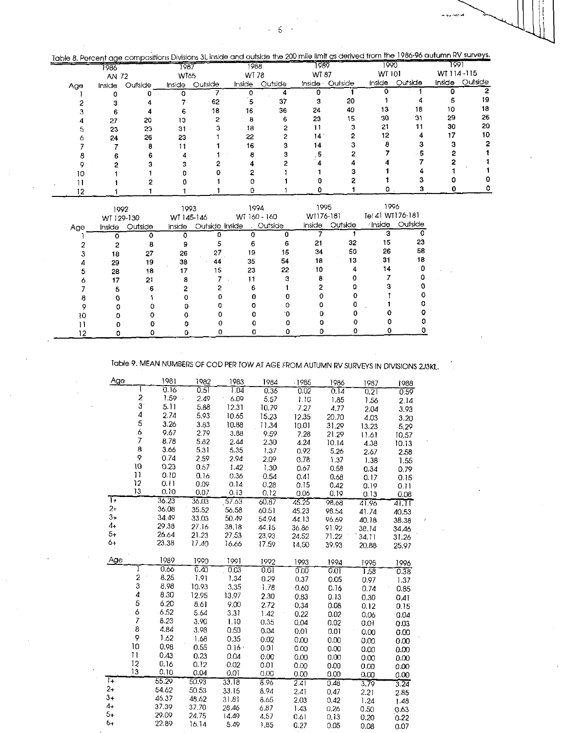Table 8. Percent age compositions Divisions 3L inside and outside the 200 mile limit as derived from the 1986-96 autumn RV surveys.

| | 1986 | | 1987 | | 1988 | | 1989 | | 1990 | | 1991 | |
|---|---|---|---|---|---|---|---|---|---|---|---|---|
| | AN 72 | | WT65 | | WT 78 | | WT 87 | | WT 101 | | WT 114 -115 | |
| Age | Inside | Outside | Inside | Outside | Inside | Outside | Inside | Outside | Inside | Outside | Inside | Outside |
| 1 | 0 | 0 | 0 | 7 | 0 | 4 | 0 | 1 | 0 | 1 | 0 | 2 |
| 2 | 3 | 4 | 7 | 62 | 5 | 37 | 3 | 20 | 1 | 4 | 5 | 19 |
| 3 | 6 | 4 | 6 | 18 | 16 | 36 | 24 | 40 | 13 | 18 | 10 | 18 |
| 4 | 27 | 20 | 13 | 2 | 8 | 6 | 23 | 15 | 30 | 31 | 29 | 26 |
| 5 | 23 | 23 | 31 | 3 | 18 | 2 | 11 | 3 | 21 | 11 | 30 | 20 |
| 6 | 24 | 26 | 23 | 1 | 22 | 2 | 14 | 2 | 12 | 4 | 17 | 10 |
| 7 | 7 | 8 | 11 | 1 | 16 | 3 | 14 | 3 | 8 | 3 | 3 | 2 |
| 8 | 6 | 6 | 4 | 1 | 8 | 3 | 5 | 2 | 7 | 5 | 2 | 1 |
| 9 | 2 | 3 | 3 | 2 | 4 | 2 | 4 | 4 | 4 | 7 | 2 | 1 |
| 10 | 1 | 1 | 0 | 0 | 2 | 1 | 1 | 3 | 1 | 4 | 1 | 1 |
| 11 | 1 | 2 | 0 | 1 | 0 | 1 | 0 | 2 | 1 | 3 | 0 | 0 |
| 12 | 1 | 1 | 1 | 1 | 0 | 1 | 0 | 1 | 0 | 3 | 0 | 0 |

| | 1992 | | 1993 | | 1994 | | 1995 | | 1996 | |
|---|---|---|---|---|---|---|---|---|---|---|
| | WT 129-130 | | WT 145-146 | | WT 160 - 160 | | WT176-181 | | Tel 41 WT176-181 | |
| Age | Inside | Outside | Inside | Outside | Inside | Outside | Inside | Outside | Inside | Outside |
| 1 | 0 | 0 | 0 | 0 | 0 | 0 | 7 | 1 | 3 | 0 |
| 2 | 2 | 8 | 9 | 5 | 6 | 6 | 21 | 32 | 15 | 23 |
| 3 | 18 | 27 | 26 | 27 | 19 | 15 | 34 | 50 | 26 | 58 |
| 4 | 29 | 19 | 38 | 44 | 35 | 54 | 18 | 13 | 31 | 18 |
| 5 | 28 | 18 | 17 | 15 | 23 | 22 | 10 | 4 | 14 | 0 |
| 6 | 17 | 21 | 8 | 7 | 11 | 3 | 8 | 0 | 7 | 0 |
| 7 | 5 | 6 | 2 | 2 | 6 | 1 | 2 | 0 | 3 | 0 |
| 8 | 0 | 1 | 0 | 0 | 0 | 0 | 0 | 0 | 1 | 0 |
| 9 | 0 | 0 | 0 | 0 | 0 | 0 | 0 | 0 | 1 | 0 |
| 10 | 0 | 0 | 0 | 0 | 0 | 0 | 0 | 0 | 0 | 0 |
| 11 | 0 | 0 | 0 | 0 | 0 | 0 | 0 | 0 | 0 | 0 |
| 12 | 0 | 0 | 0 | 0 | 0 | 0 | 0 | 0 | 0 | 0 |

Table 9. MEAN NUMBERS OF COD PER TOW AT AGE FROM AUTUMN RV SURVEYS IN DIVISIONS 2J3KL.

| Age | 1981 | 1982 | 1983 | 1984 | 1985 | 1986 | 1987 | 1988 |
|---|---|---|---|---|---|---|---|---|
| 1 | 0.16 | 0.51 | 1.04 | 0.36 | 0.02 | 0.14 | 0.21 | 0.59 |
| 2 | 1.59 | 2.49 | 6.09 | 5.57 | 1.10 | 1.85 | 1.56 | 2.14 |
| 3 | 5.11 | 5.88 | 12.31 | 10.79 | 7.27 | 4.77 | 2.04 | 3.93 |
| 4 | 2.74 | 5.93 | 10.65 | 15.23 | 12.35 | 20.70 | 4.03 | 3.20 |
| 5 | 3.26 | 3.83 | 10.88 | 11.34 | 10.01 | 31.29 | 13.23 | 5.29 |
| 6 | 9.67 | 2.79 | 3.88 | 9.59 | 7.28 | 21.29 | 11.61 | 10.57 |
| 7 | 8.78 | 5.82 | 2.44 | 2.30 | 4.24 | 10.14 | 4.38 | 10.13 |
| 8 | 3.66 | 5.31 | 5.35 | 1.37 | 0.92 | 5.26 | 2.67 | 2.58 |
| 9 | 0.74 | 2.59 | 2.94 | 2.09 | 0.78 | 1.37 | 1.38 | 1.55 |
| 10 | 0.23 | 0.57 | 1.42 | 1.30 | 0.67 | 0.58 | 0.34 | 0.79 |
| 11 | 0.10 | 0.16 | 0.36 | 0.54 | 0.41 | 0.68 | 0.17 | 0.15 |
| 12 | 0.11 | 0.09 | 0.14 | 0.28 | 0.15 | 0.42 | 0.19 | 0.11 |
| 13 | 0.10 | 0.07 | 0.13 | 0.12 | 0.06 | 0.19 | 0.13 | 0.08 |
| 1+ | 36.23 | 36.03 | 57.63 | 60.87 | 45.25 | 98.68 | 41.96 | 41.11 |
| 2+ | 36.08 | 35.52 | 56.58 | 60.51 | 45.23 | 98.54 | 41.74 | 40.53 |
| 3+ | 34.49 | 33.03 | 50.49 | 54.94 | 44.13 | 96.69 | 40.18 | 38.38 |
| 4+ | 29.38 | 27.16 | 38.18 | 44.15 | 36.86 | 91.92 | 38.14 | 34.46 |
| 5+ | 26.64 | 21.23 | 27.53 | 23.93 | 24.52 | 71.22 | 34.11 | 31.26 |
| 6+ | 23.38 | 17.40 | 16.66 | 17.59 | 14.50 | 39.93 | 20.88 | 25.97 |

| Age | 1989 | 1990 | 1991 | 1992 | 1993 | 1994 | 1995 | 1996 |
|---|---|---|---|---|---|---|---|---|
| 1 | 0.66 | 0.40 | 0.03 | 0.01 | 0.00 | 0.01 | 1.58 | 0.38 |
| 2 | 8.25 | 1.91 | 1.34 | 0.29 | 0.37 | 0.05 | 0.97 | 1.37 |
| 3 | 8.98 | 10.93 | 3.35 | 1.78 | 0.60 | 0.16 | 0.74 | 0.85 |
| 4 | 8.30 | 12.95 | 13.97 | 2.30 | 0.83 | 0.13 | 0.30 | 0.41 |
| 5 | 6.20 | 8.61 | 9.00 | 2.72 | 0.34 | 0.08 | 0.12 | 0.15 |
| 6 | 6.52 | 5.64 | 3.31 | 1.42 | 0.22 | 0.02 | 0.06 | 0.04 |
| 7 | 8.23 | 3.90 | 1.10 | 0.35 | 0.04 | 0.02 | 0.01 | 0.03 |
| 8 | 4.84 | 3.98 | 0.50 | 0.04 | 0.01 | 0.01 | 0.00 | 0.00 |
| 9 | 1.62 | 1.68 | 0.35 | 0.02 | 0.00 | 0.00 | 0.00 | 0.00 |
| 10 | 0.98 | 0.55 | 0.16 | 0.01 | 0.00 | 0.00 | 0.00 | 0.00 |
| 11 | 0.43 | 0.23 | 0.04 | 0.00 | 0.00 | 0.00 | 0.00 | 0.00 |
| 12 | 0.16 | 0.12 | 0.02 | 0.01 | 0.00 | 0.00 | 0.00 | 0.00 |
| 13 | 0.10 | 0.04 | 0.01 | 0.00 | 0.00 | 0.00 | 0.00 | 0.00 |
| 1+ | 55.29 | 50.93 | 33.18 | 8.96 | 2.41 | 0.48 | 3.79 | 3.24 |
| 2+ | 54.62 | 50.53 | 33.15 | 8.94 | 2.41 | 0.47 | 2.21 | 2.85 |
| 3+ | 46.37 | 48.62 | 31.81 | 8.65 | 2.03 | 0.42 | 1.24 | 1.48 |
| 4+ | 37.39 | 37.70 | 28.46 | 6.87 | 1.43 | 0.26 | 0.50 | 0.63 |
| 5+ | 29.09 | 24.75 | 14.49 | 4.57 | 0.61 | 0.13 | 0.20 | 0.22 |
| 6+ | 22.89 | 16.14 | 5.49 | 1.85 | 0.27 | 0.05 | 0.08 | 0.07 |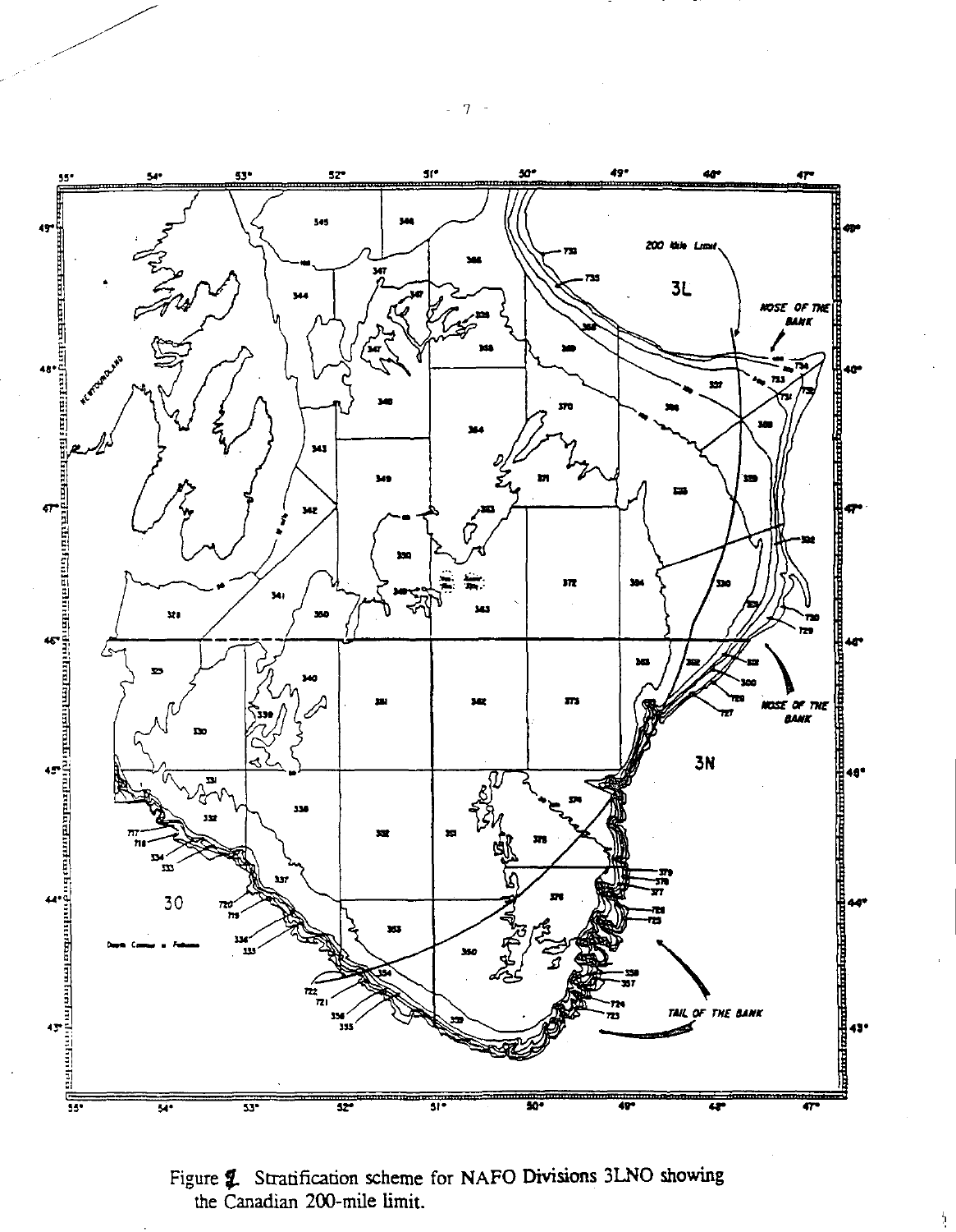Figure 4. Stratification scheme for NAFO Divisions 3LNO showing the Canadian 200-mile limit.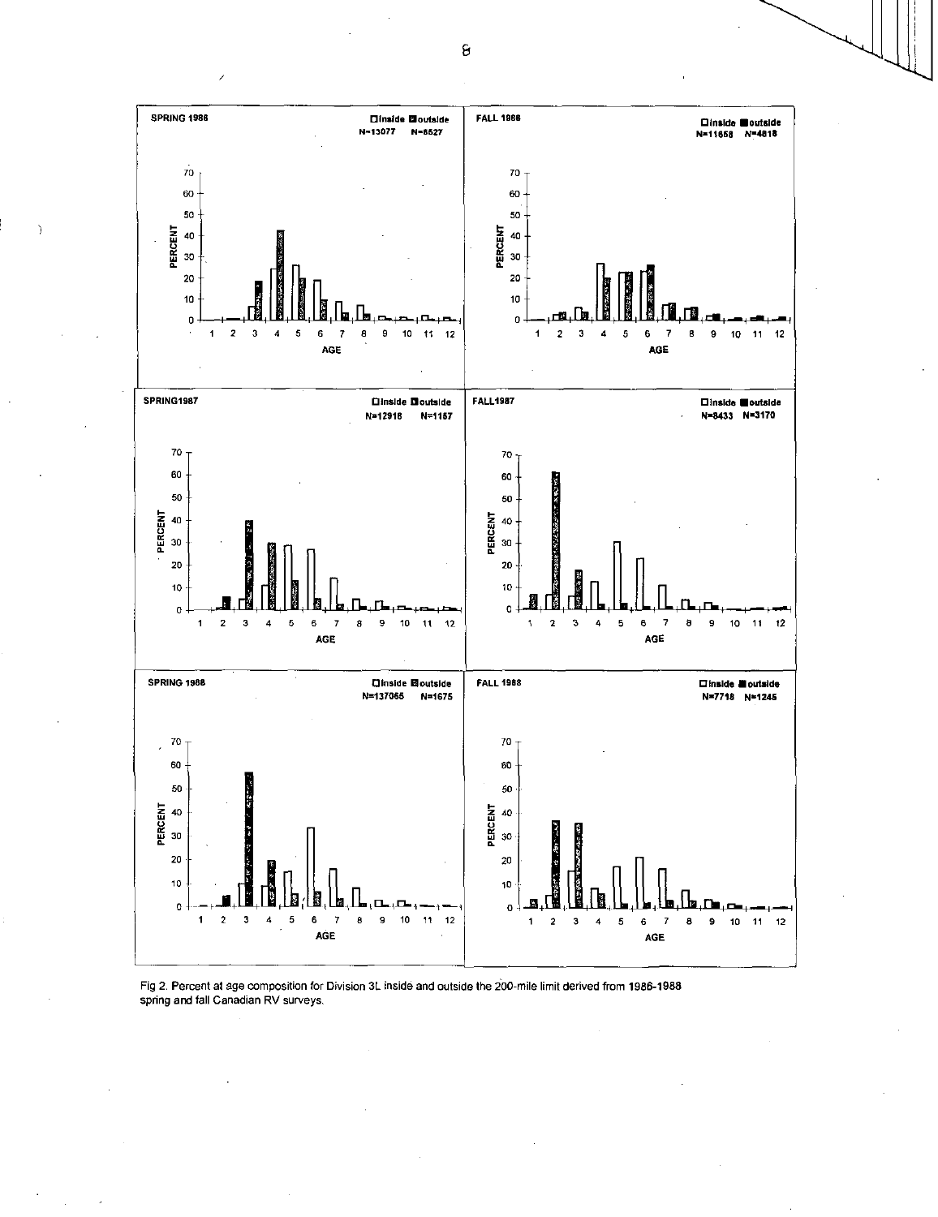SPRING 1986 — Inside N=13077, Outside N=8527

FALL 1986 — Inside N=11658, Outside N=4818

SPRING 1987 — Inside N=12918, Outside N=1157

FALL 1987 — Inside N=8433, Outside N=3170

SPRING 1988 — Inside N=137065, Outside N=1675

FALL 1988 — Inside N=7718, Outside N=1245

Fig 2. Percent at age composition for Division 3L inside and outside the 200-mile limit derived from 1986-1988 spring and fall Canadian RV surveys.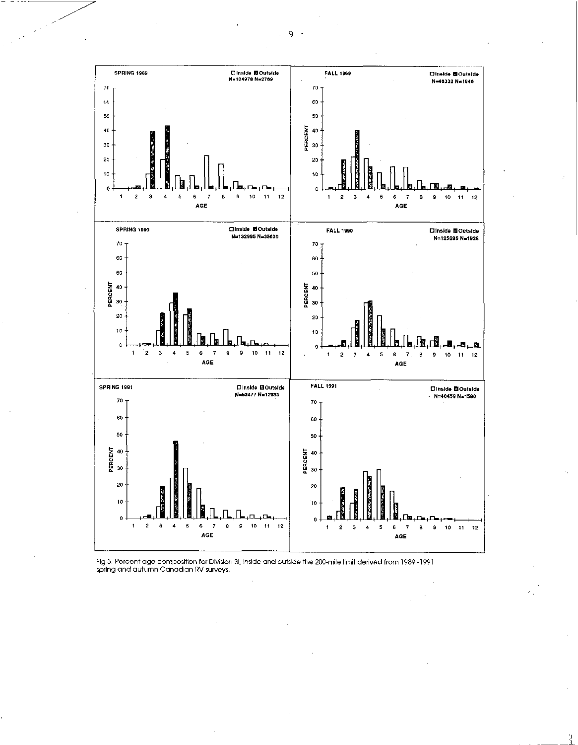Fig 3. Percent age composition for Division 3L inside and outside the 200-mile limit derived from 1989 -1991 spring and autumn Canadian RV surveys.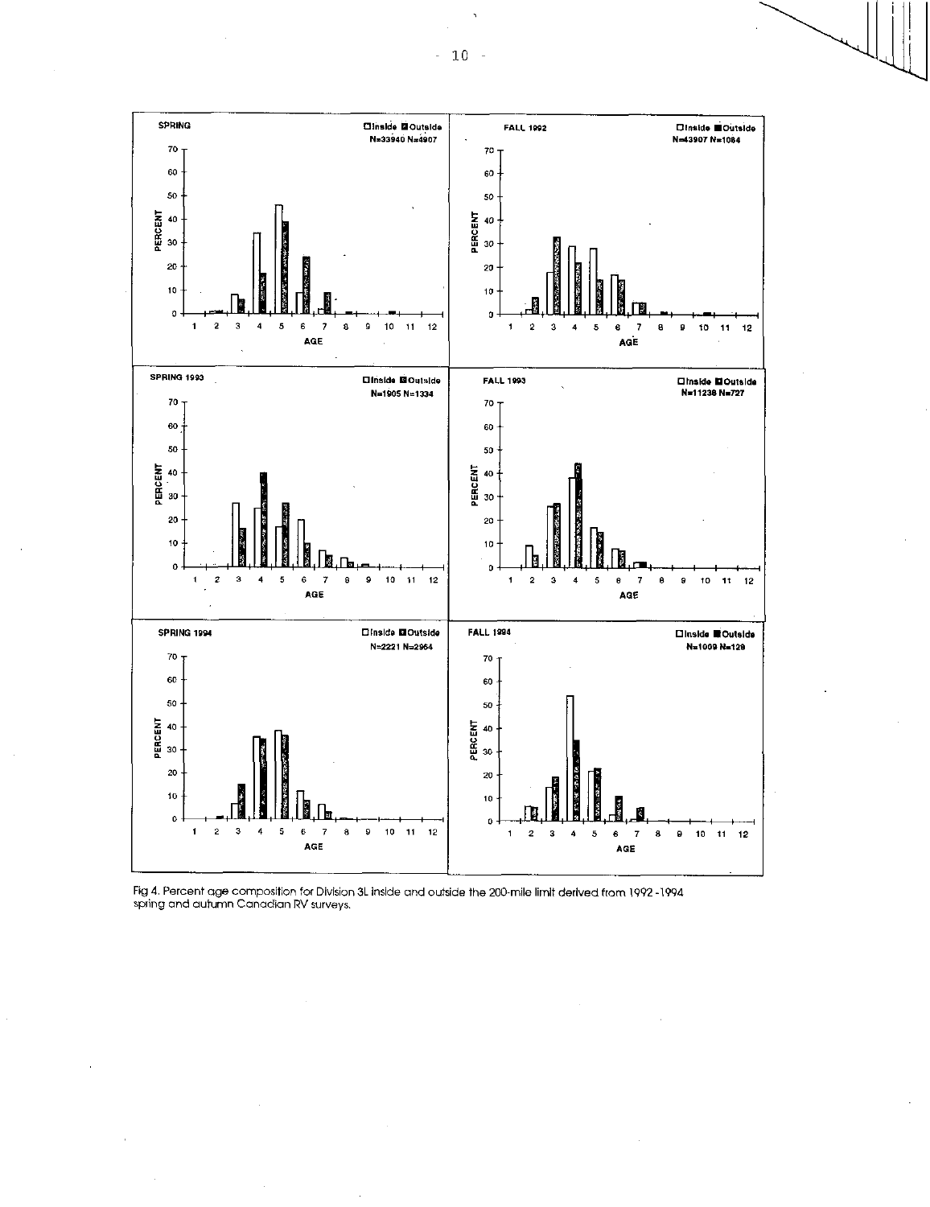Fig 4. Percent age composition for Division 3L inside and outside the 200-mile limit derived from 1992-1994 spring and autumn Canadian RV surveys.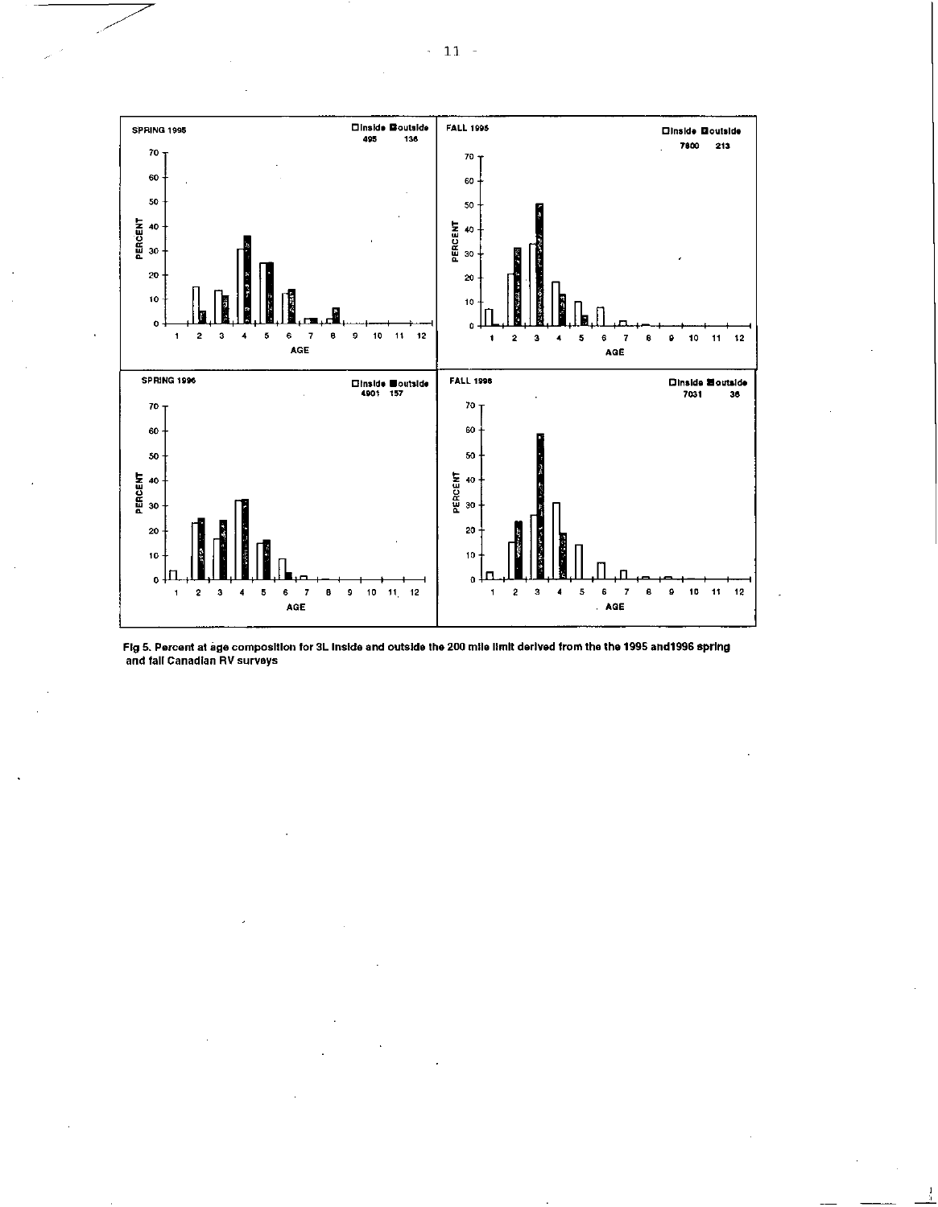SPRING 1995

Inside Outside
495 136

70
60
50
40
30
20
10
0

PERCENT

1 2 3 4 5 6 7 8 9 10 11 12

AGE

FALL 1995

Inside Outside
7800 213

70
60
50
40
30
20
10
0

PERCENT

1 2 3 4 5 6 7 8 9 10 11 12

AGE

SPRING 1996

Inside Outside
4901 157

70
60
50
40
30
20
10
0

PERCENT

1 2 3 4 5 6 7 8 9 10 11 12

AGE

FALL 1996

Inside Outside
7031 36

70
60
50
40
30
20
10
0

PERCENT

1 2 3 4 5 6 7 8 9 10 11 12

AGE

**Fig 5. Percent at age composition for 3L inside and outside the 200 mile limit derived from the the 1995 and1996 spring and fall Canadian RV surveys**